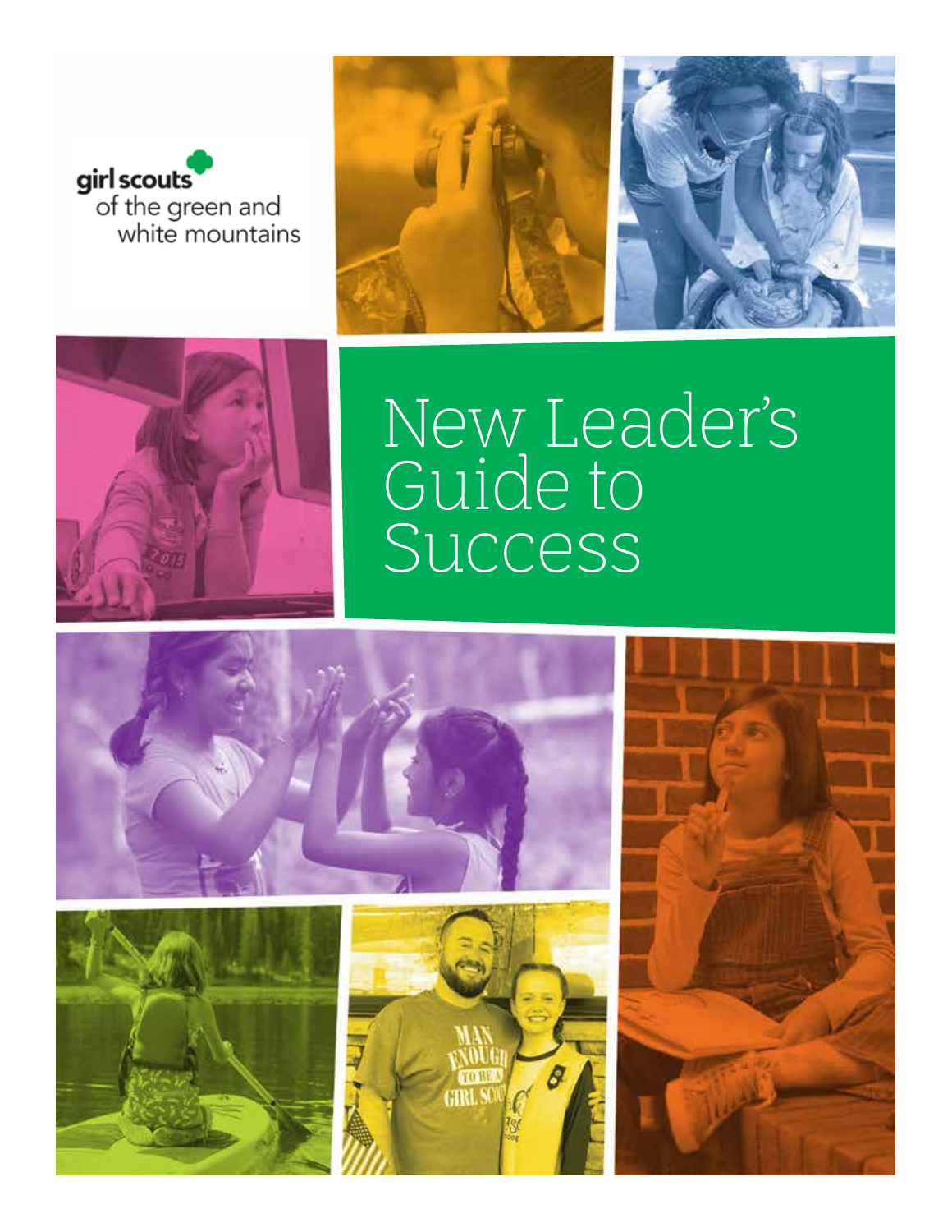girl scouts of the green and white mountains

# New Leader's Guide to Success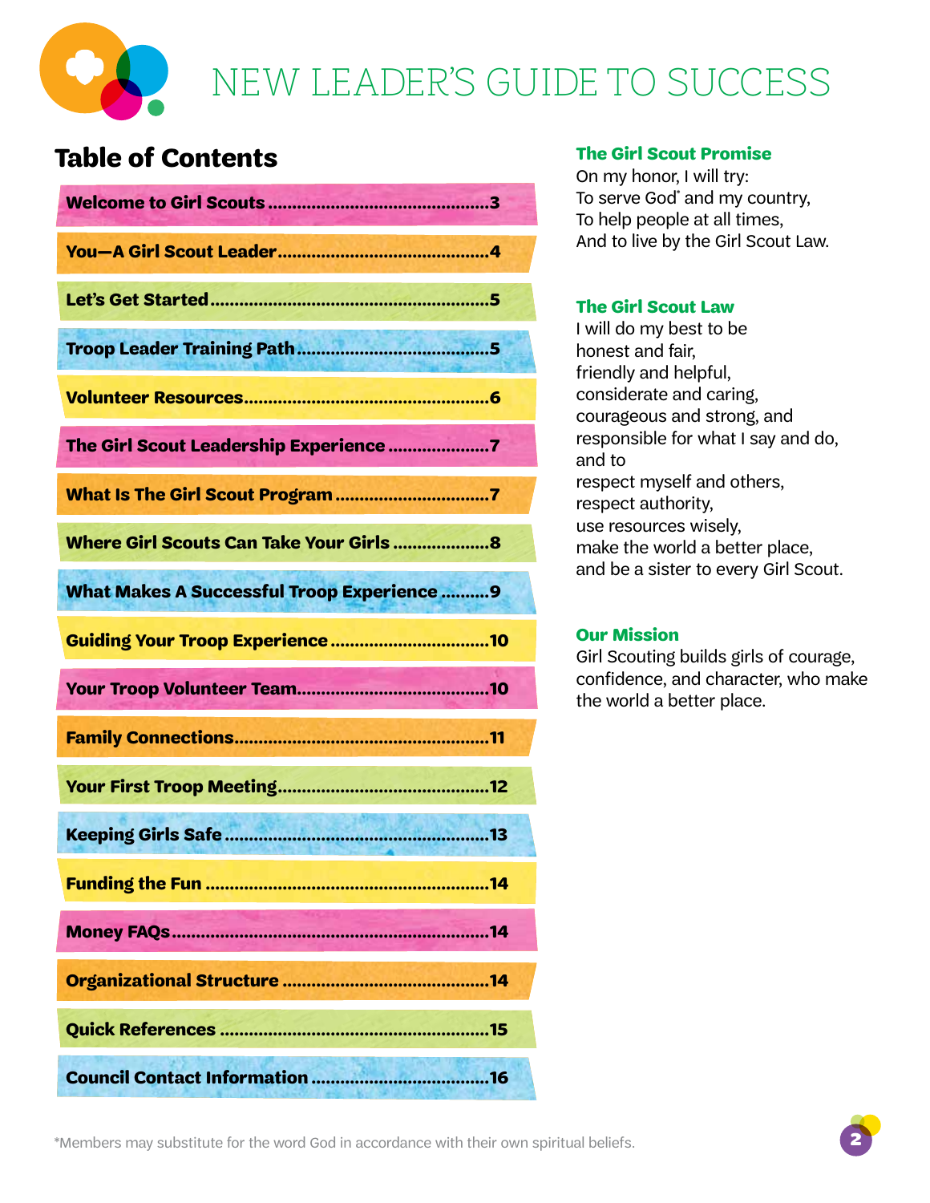# NEW LEADER'S GUIDE TO SUCCESS

## Table of Contents

| Section | Page |
|---|---|
| Welcome to Girl Scouts | 3 |
| You—A Girl Scout Leader | 4 |
| Let's Get Started | 5 |
| Troop Leader Training Path | 5 |
| Volunteer Resources | 6 |
| The Girl Scout Leadership Experience | 7 |
| What Is The Girl Scout Program | 7 |
| Where Girl Scouts Can Take Your Girls | 8 |
| What Makes A Successful Troop Experience | 9 |
| Guiding Your Troop Experience | 10 |
| Your Troop Volunteer Team | 10 |
| Family Connections | 11 |
| Your First Troop Meeting | 12 |
| Keeping Girls Safe | 13 |
| Funding the Fun | 14 |
| Money FAQs | 14 |
| Organizational Structure | 14 |
| Quick References | 15 |
| Council Contact Information | 16 |

### The Girl Scout Promise

On my honor, I will try:
To serve God* and my country,
To help people at all times,
And to live by the Girl Scout Law.

### The Girl Scout Law

I will do my best to be
honest and fair,
friendly and helpful,
considerate and caring,
courageous and strong, and
responsible for what I say and do,
and to
respect myself and others,
respect authority,
use resources wisely,
make the world a better place,
and be a sister to every Girl Scout.

### Our Mission

Girl Scouting builds girls of courage, confidence, and character, who make the world a better place.

*Members may substitute for the word God in accordance with their own spiritual beliefs.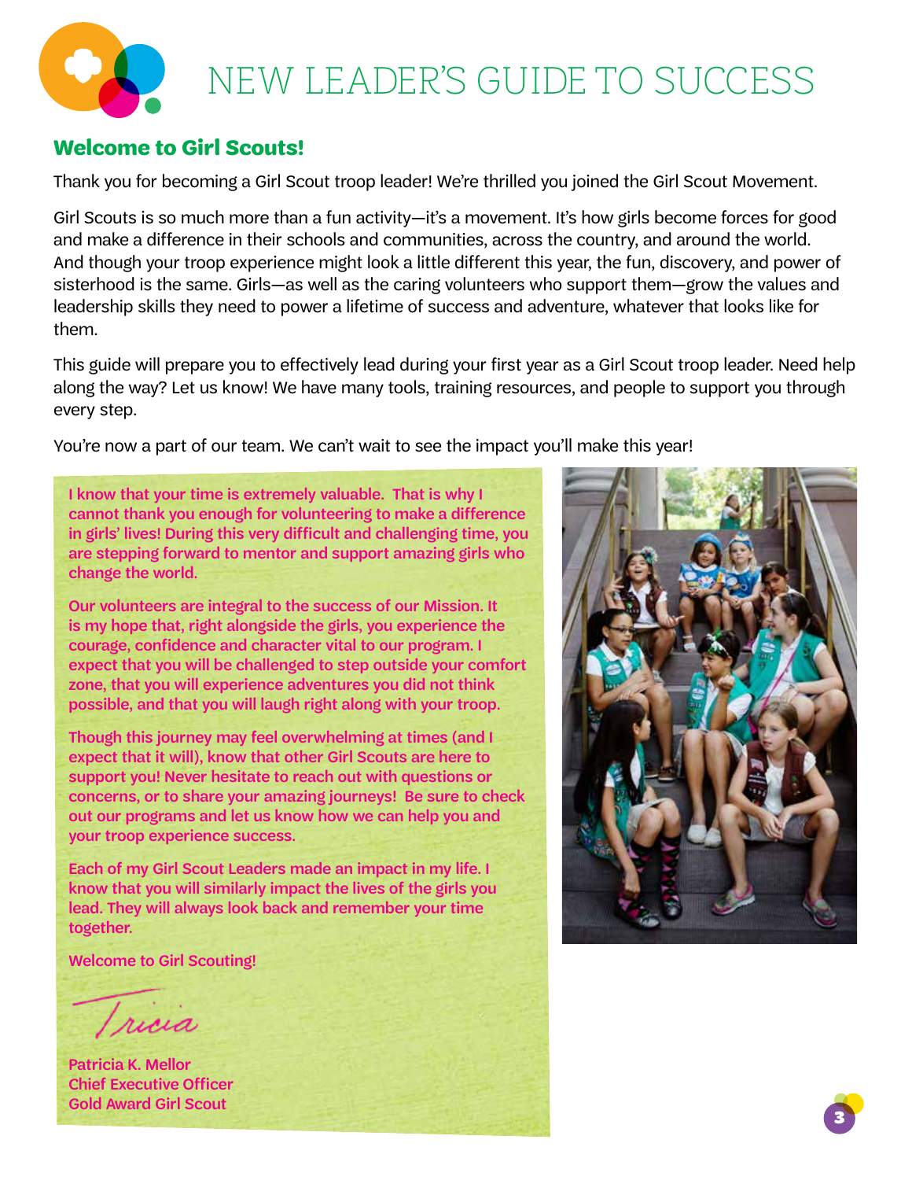# NEW LEADER'S GUIDE TO SUCCESS

## Welcome to Girl Scouts!

Thank you for becoming a Girl Scout troop leader! We're thrilled you joined the Girl Scout Movement.

Girl Scouts is so much more than a fun activity—it's a movement. It's how girls become forces for good and make a difference in their schools and communities, across the country, and around the world. And though your troop experience might look a little different this year, the fun, discovery, and power of sisterhood is the same. Girls—as well as the caring volunteers who support them—grow the values and leadership skills they need to power a lifetime of success and adventure, whatever that looks like for them.

This guide will prepare you to effectively lead during your first year as a Girl Scout troop leader. Need help along the way? Let us know! We have many tools, training resources, and people to support you through every step.

You're now a part of our team. We can't wait to see the impact you'll make this year!

**I know that your time is extremely valuable. That is why I cannot thank you enough for volunteering to make a difference in girls' lives! During this very difficult and challenging time, you are stepping forward to mentor and support amazing girls who change the world.**

**Our volunteers are integral to the success of our Mission. It is my hope that, right alongside the girls, you experience the courage, confidence and character vital to our program. I expect that you will be challenged to step outside your comfort zone, that you will experience adventures you did not think possible, and that you will laugh right along with your troop.**

**Though this journey may feel overwhelming at times (and I expect that it will), know that other Girl Scouts are here to support you! Never hesitate to reach out with questions or concerns, or to share your amazing journeys! Be sure to check out our programs and let us know how we can help you and your troop experience success.**

**Each of my Girl Scout Leaders made an impact in my life. I know that you will similarly impact the lives of the girls you lead. They will always look back and remember your time together.**

**Welcome to Girl Scouting!**

*Tricia*

**Patricia K. Mellor**
**Chief Executive Officer**
**Gold Award Girl Scout**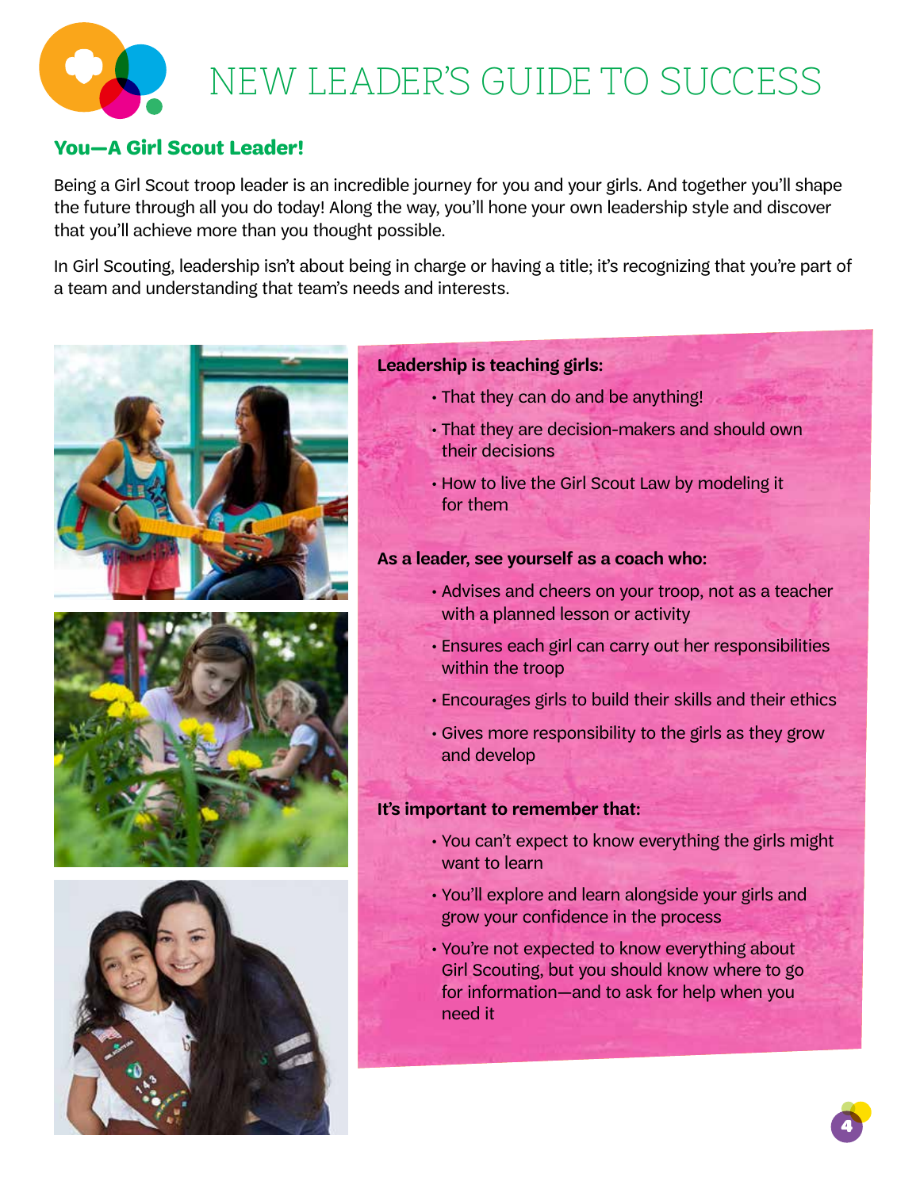# NEW LEADER'S GUIDE TO SUCCESS

## You—A Girl Scout Leader!

Being a Girl Scout troop leader is an incredible journey for you and your girls. And together you'll shape the future through all you do today! Along the way, you'll hone your own leadership style and discover that you'll achieve more than you thought possible.

In Girl Scouting, leadership isn't about being in charge or having a title; it's recognizing that you're part of a team and understanding that team's needs and interests.

**Leadership is teaching girls:**

- That they can do and be anything!
- That they are decision-makers and should own their decisions
- How to live the Girl Scout Law by modeling it for them

**As a leader, see yourself as a coach who:**

- Advises and cheers on your troop, not as a teacher with a planned lesson or activity
- Ensures each girl can carry out her responsibilities within the troop
- Encourages girls to build their skills and their ethics
- Gives more responsibility to the girls as they grow and develop

**It's important to remember that:**

- You can't expect to know everything the girls might want to learn
- You'll explore and learn alongside your girls and grow your confidence in the process
- You're not expected to know everything about Girl Scouting, but you should know where to go for information—and to ask for help when you need it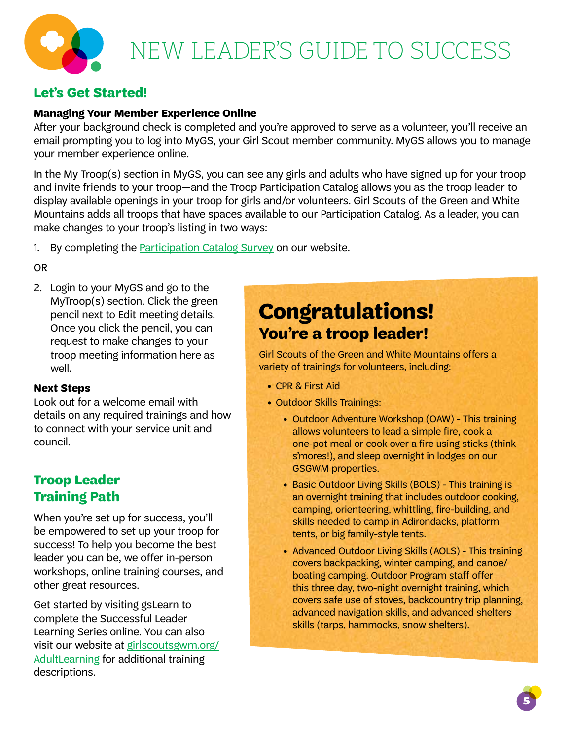# NEW LEADER'S GUIDE TO SUCCESS

## Let's Get Started!

### Managing Your Member Experience Online

After your background check is completed and you're approved to serve as a volunteer, you'll receive an email prompting you to log into MyGS, your Girl Scout member community. MyGS allows you to manage your member experience online.

In the My Troop(s) section in MyGS, you can see any girls and adults who have signed up for your troop and invite friends to your troop—and the Troop Participation Catalog allows you as the troop leader to display available openings in your troop for girls and/or volunteers. Girl Scouts of the Green and White Mountains adds all troops that have spaces available to our Participation Catalog. As a leader, you can make changes to your troop's listing in two ways:

1. By completing the Participation Catalog Survey on our website.

OR

2. Login to your MyGS and go to the MyTroop(s) section. Click the green pencil next to Edit meeting details. Once you click the pencil, you can request to make changes to your troop meeting information here as well.

### Next Steps

Look out for a welcome email with details on any required trainings and how to connect with your service unit and council.

## Troop Leader Training Path

When you're set up for success, you'll be empowered to set up your troop for success! To help you become the best leader you can be, we offer in-person workshops, online training courses, and other great resources.

Get started by visiting gsLearn to complete the Successful Leader Learning Series online. You can also visit our website at girlscoutsgwm.org/AdultLearning for additional training descriptions.

## Congratulations!

### You're a troop leader!

Girl Scouts of the Green and White Mountains offers a variety of trainings for volunteers, including:

- CPR & First Aid
- Outdoor Skills Trainings:
  - Outdoor Adventure Workshop (OAW) - This training allows volunteers to lead a simple fire, cook a one-pot meal or cook over a fire using sticks (think s'mores!), and sleep overnight in lodges on our GSGWM properties.
  - Basic Outdoor Living Skills (BOLS) - This training is an overnight training that includes outdoor cooking, camping, orienteering, whittling, fire-building, and skills needed to camp in Adirondacks, platform tents, or big family-style tents.
  - Advanced Outdoor Living Skills (AOLS) - This training covers backpacking, winter camping, and canoe/boating camping. Outdoor Program staff offer this three day, two-night overnight training, which covers safe use of stoves, backcountry trip planning, advanced navigation skills, and advanced shelters skills (tarps, hammocks, snow shelters).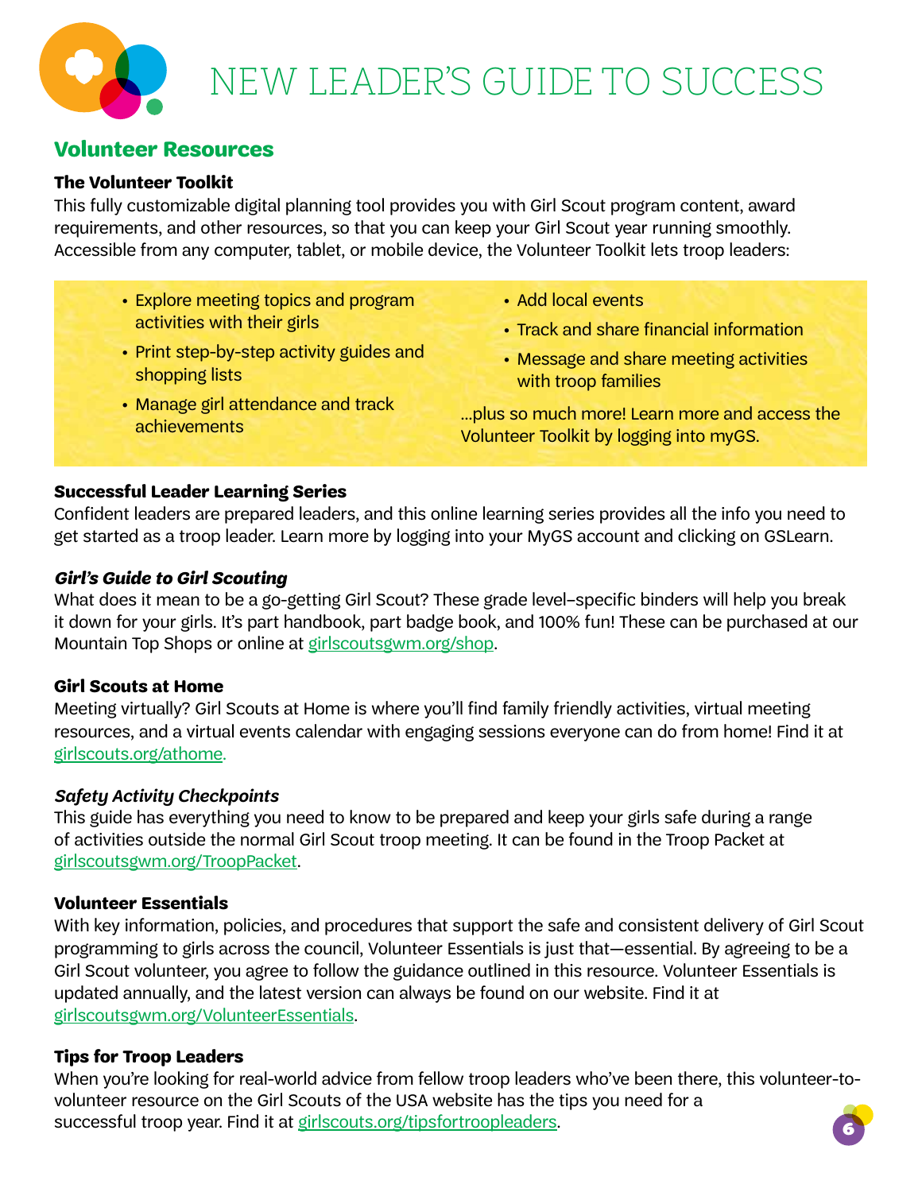# NEW LEADER'S GUIDE TO SUCCESS

## Volunteer Resources

### The Volunteer Toolkit

This fully customizable digital planning tool provides you with Girl Scout program content, award requirements, and other resources, so that you can keep your Girl Scout year running smoothly. Accessible from any computer, tablet, or mobile device, the Volunteer Toolkit lets troop leaders:

- Explore meeting topics and program activities with their girls
- Print step-by-step activity guides and shopping lists
- Manage girl attendance and track achievements
- Add local events
- Track and share financial information
- Message and share meeting activities with troop families

...plus so much more! Learn more and access the Volunteer Toolkit by logging into myGS.

### Successful Leader Learning Series

Confident leaders are prepared leaders, and this online learning series provides all the info you need to get started as a troop leader. Learn more by logging into your MyGS account and clicking on GSLearn.

### *Girl's Guide to Girl Scouting*

What does it mean to be a go-getting Girl Scout? These grade level–specific binders will help you break it down for your girls. It's part handbook, part badge book, and 100% fun! These can be purchased at our Mountain Top Shops or online at girlscoutsgwm.org/shop.

### Girl Scouts at Home

Meeting virtually? Girl Scouts at Home is where you'll find family friendly activities, virtual meeting resources, and a virtual events calendar with engaging sessions everyone can do from home! Find it at girlscouts.org/athome.

### *Safety Activity Checkpoints*

This guide has everything you need to know to be prepared and keep your girls safe during a range of activities outside the normal Girl Scout troop meeting. It can be found in the Troop Packet at girlscoutsgwm.org/TroopPacket.

### Volunteer Essentials

With key information, policies, and procedures that support the safe and consistent delivery of Girl Scout programming to girls across the council, Volunteer Essentials is just that—essential. By agreeing to be a Girl Scout volunteer, you agree to follow the guidance outlined in this resource. Volunteer Essentials is updated annually, and the latest version can always be found on our website. Find it at girlscoutsgwm.org/VolunteerEssentials.

### Tips for Troop Leaders

When you're looking for real-world advice from fellow troop leaders who've been there, this volunteer-to-volunteer resource on the Girl Scouts of the USA website has the tips you need for a successful troop year. Find it at girlscouts.org/tipsfortroopleaders.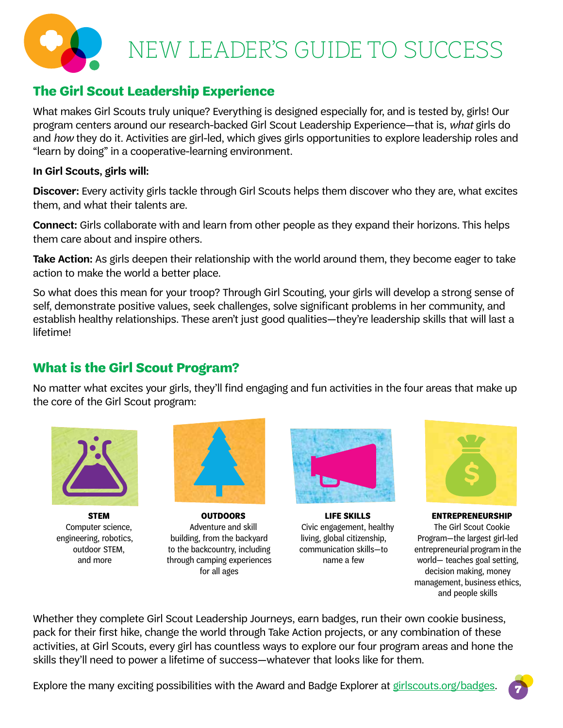# NEW LEADER'S GUIDE TO SUCCESS

## The Girl Scout Leadership Experience

What makes Girl Scouts truly unique? Everything is designed especially for, and is tested by, girls! Our program centers around our research-backed Girl Scout Leadership Experience—that is, *what* girls do and *how* they do it. Activities are girl-led, which gives girls opportunities to explore leadership roles and "learn by doing" in a cooperative-learning environment.

**In Girl Scouts, girls will:**

**Discover:** Every activity girls tackle through Girl Scouts helps them discover who they are, what excites them, and what their talents are.

**Connect:** Girls collaborate with and learn from other people as they expand their horizons. This helps them care about and inspire others.

**Take Action:** As girls deepen their relationship with the world around them, they become eager to take action to make the world a better place.

So what does this mean for your troop? Through Girl Scouting, your girls will develop a strong sense of self, demonstrate positive values, seek challenges, solve significant problems in her community, and establish healthy relationships. These aren't just good qualities—they're leadership skills that will last a lifetime!

## What is the Girl Scout Program?

No matter what excites your girls, they'll find engaging and fun activities in the four areas that make up the core of the Girl Scout program:

**STEM**
Computer science, engineering, robotics, outdoor STEM, and more

**OUTDOORS**
Adventure and skill building, from the backyard to the backcountry, including through camping experiences for all ages

**LIFE SKILLS**
Civic engagement, healthy living, global citizenship, communication skills—to name a few

**ENTREPRENEURSHIP**
The Girl Scout Cookie Program—the largest girl-led entrepreneurial program in the world— teaches goal setting, decision making, money management, business ethics, and people skills

Whether they complete Girl Scout Leadership Journeys, earn badges, run their own cookie business, pack for their first hike, change the world through Take Action projects, or any combination of these activities, at Girl Scouts, every girl has countless ways to explore our four program areas and hone the skills they'll need to power a lifetime of success—whatever that looks like for them.

Explore the many exciting possibilities with the Award and Badge Explorer at girlscouts.org/badges.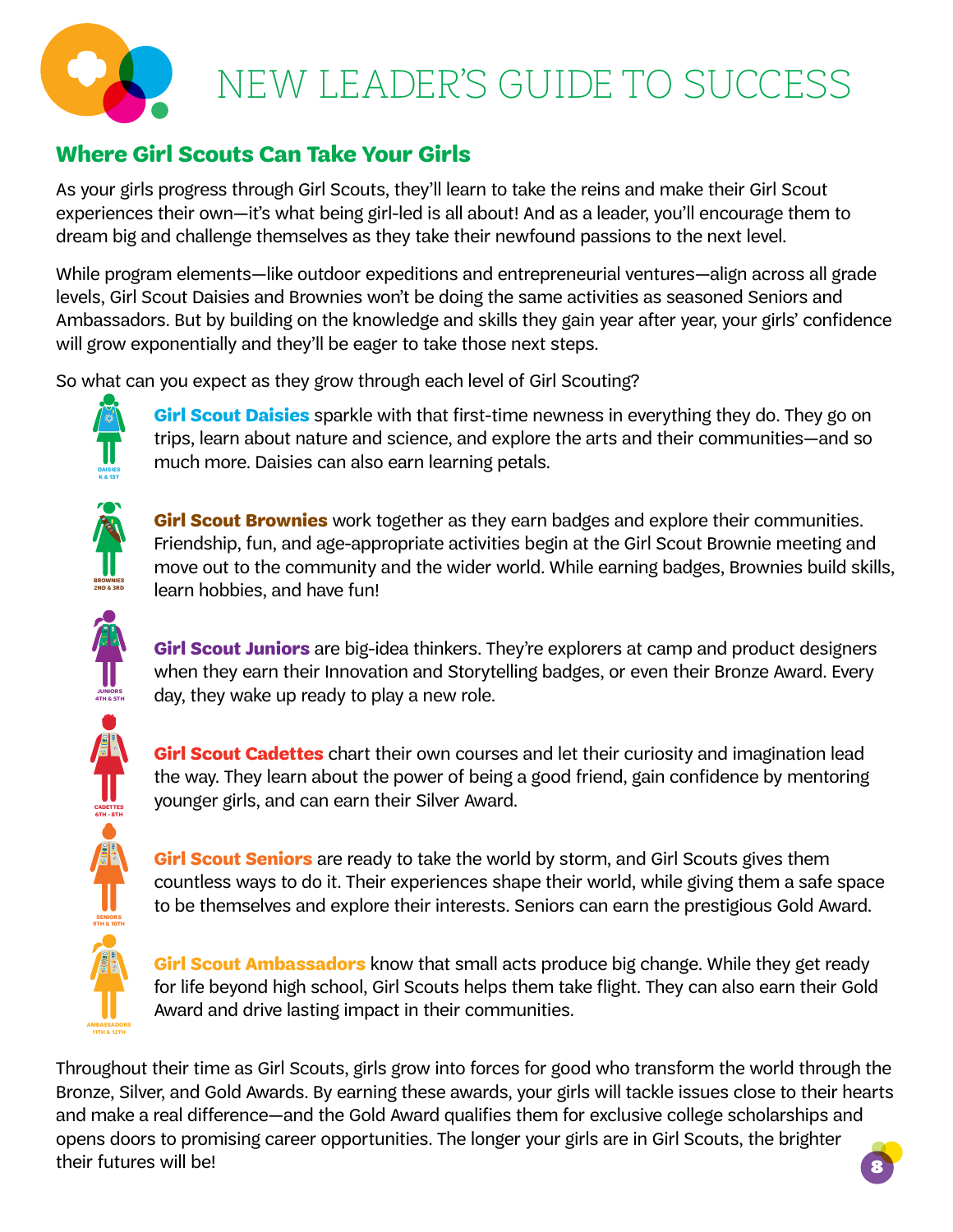# NEW LEADER'S GUIDE TO SUCCESS

## Where Girl Scouts Can Take Your Girls

As your girls progress through Girl Scouts, they'll learn to take the reins and make their Girl Scout experiences their own—it's what being girl-led is all about! And as a leader, you'll encourage them to dream big and challenge themselves as they take their newfound passions to the next level.

While program elements—like outdoor expeditions and entrepreneurial ventures—align across all grade levels, Girl Scout Daisies and Brownies won't be doing the same activities as seasoned Seniors and Ambassadors. But by building on the knowledge and skills they gain year after year, your girls' confidence will grow exponentially and they'll be eager to take those next steps.

So what can you expect as they grow through each level of Girl Scouting?

DAISIES K & 1ST

**Girl Scout Daisies** sparkle with that first-time newness in everything they do. They go on trips, learn about nature and science, and explore the arts and their communities—and so much more. Daisies can also earn learning petals.

BROWNIES 2ND & 3RD

**Girl Scout Brownies** work together as they earn badges and explore their communities. Friendship, fun, and age-appropriate activities begin at the Girl Scout Brownie meeting and move out to the community and the wider world. While earning badges, Brownies build skills, learn hobbies, and have fun!

JUNIORS 4TH & 5TH

**Girl Scout Juniors** are big-idea thinkers. They're explorers at camp and product designers when they earn their Innovation and Storytelling badges, or even their Bronze Award. Every day, they wake up ready to play a new role.

CADETTES 6TH - 8TH

**Girl Scout Cadettes** chart their own courses and let their curiosity and imagination lead the way. They learn about the power of being a good friend, gain confidence by mentoring younger girls, and can earn their Silver Award.

SENIORS 9TH & 10TH

**Girl Scout Seniors** are ready to take the world by storm, and Girl Scouts gives them countless ways to do it. Their experiences shape their world, while giving them a safe space to be themselves and explore their interests. Seniors can earn the prestigious Gold Award.

AMBASSADORS 11TH & 12TH

**Girl Scout Ambassadors** know that small acts produce big change. While they get ready for life beyond high school, Girl Scouts helps them take flight. They can also earn their Gold Award and drive lasting impact in their communities.

Throughout their time as Girl Scouts, girls grow into forces for good who transform the world through the Bronze, Silver, and Gold Awards. By earning these awards, your girls will tackle issues close to their hearts and make a real difference—and the Gold Award qualifies them for exclusive college scholarships and opens doors to promising career opportunities. The longer your girls are in Girl Scouts, the brighter their futures will be!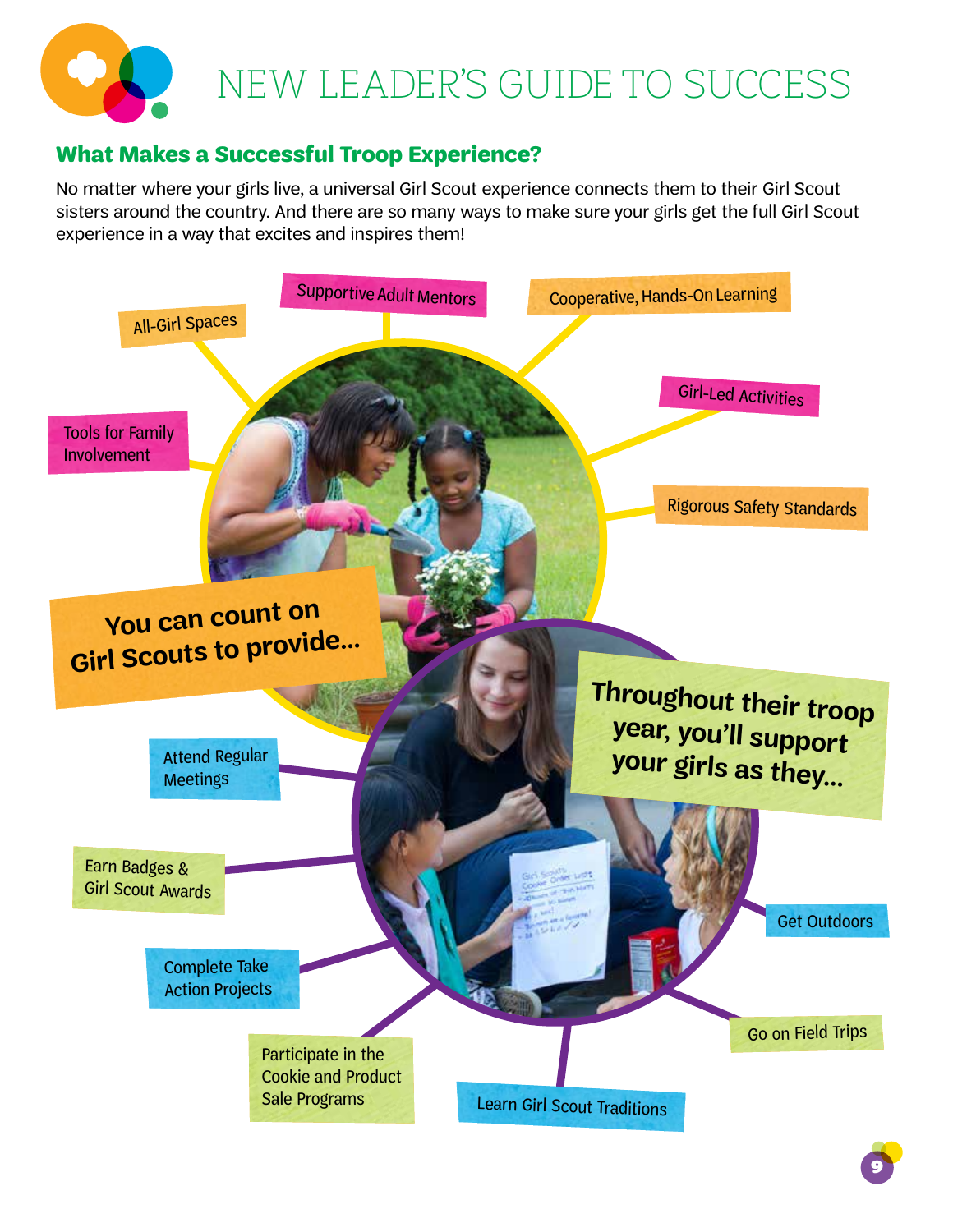# NEW LEADER'S GUIDE TO SUCCESS

## What Makes a Successful Troop Experience?

No matter where your girls live, a universal Girl Scout experience connects them to their Girl Scout sisters around the country. And there are so many ways to make sure your girls get the full Girl Scout experience in a way that excites and inspires them!

### You can count on Girl Scouts to provide...

- All-Girl Spaces
- Supportive Adult Mentors
- Cooperative, Hands-On Learning
- Girl-Led Activities
- Rigorous Safety Standards
- Tools for Family Involvement

### Throughout their troop year, you'll support your girls as they...

- Attend Regular Meetings
- Earn Badges & Girl Scout Awards
- Complete Take Action Projects
- Participate in the Cookie and Product Sale Programs
- Learn Girl Scout Traditions
- Go on Field Trips
- Get Outdoors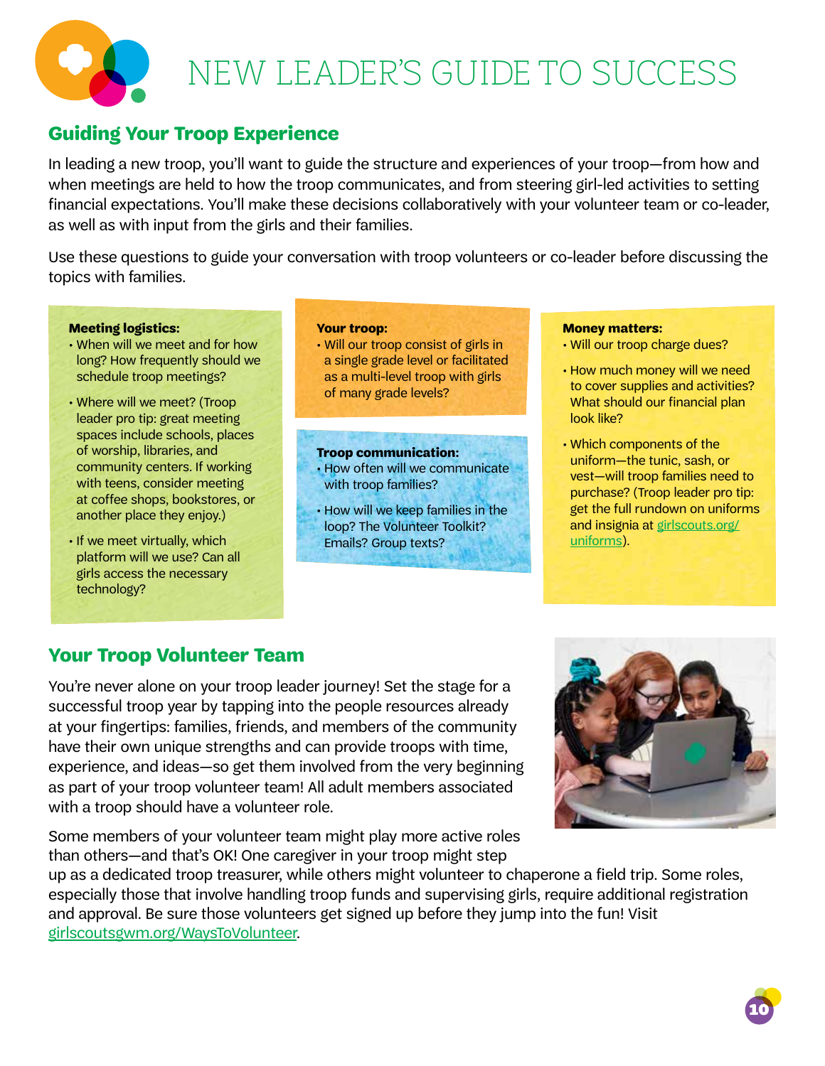# NEW LEADER'S GUIDE TO SUCCESS

## Guiding Your Troop Experience

In leading a new troop, you'll want to guide the structure and experiences of your troop—from how and when meetings are held to how the troop communicates, and from steering girl-led activities to setting financial expectations. You'll make these decisions collaboratively with your volunteer team or co-leader, as well as with input from the girls and their families.

Use these questions to guide your conversation with troop volunteers or co-leader before discussing the topics with families.

**Meeting logistics:**

- When will we meet and for how long? How frequently should we schedule troop meetings?
- Where will we meet? (Troop leader pro tip: great meeting spaces include schools, places of worship, libraries, and community centers. If working with teens, consider meeting at coffee shops, bookstores, or another place they enjoy.)
- If we meet virtually, which platform will we use? Can all girls access the necessary technology?

**Your troop:**

- Will our troop consist of girls in a single grade level or facilitated as a multi-level troop with girls of many grade levels?

**Troop communication:**

- How often will we communicate with troop families?
- How will we keep families in the loop? The Volunteer Toolkit? Emails? Group texts?

**Money matters:**

- Will our troop charge dues?
- How much money will we need to cover supplies and activities? What should our financial plan look like?
- Which components of the uniform—the tunic, sash, or vest—will troop families need to purchase? (Troop leader pro tip: get the full rundown on uniforms and insignia at girlscouts.org/uniforms).

## Your Troop Volunteer Team

You're never alone on your troop leader journey! Set the stage for a successful troop year by tapping into the people resources already at your fingertips: families, friends, and members of the community have their own unique strengths and can provide troops with time, experience, and ideas—so get them involved from the very beginning as part of your troop volunteer team! All adult members associated with a troop should have a volunteer role.

Some members of your volunteer team might play more active roles than others—and that's OK! One caregiver in your troop might step up as a dedicated troop treasurer, while others might volunteer to chaperone a field trip. Some roles, especially those that involve handling troop funds and supervising girls, require additional registration and approval. Be sure those volunteers get signed up before they jump into the fun! Visit girlscoutsgwm.org/WaysToVolunteer.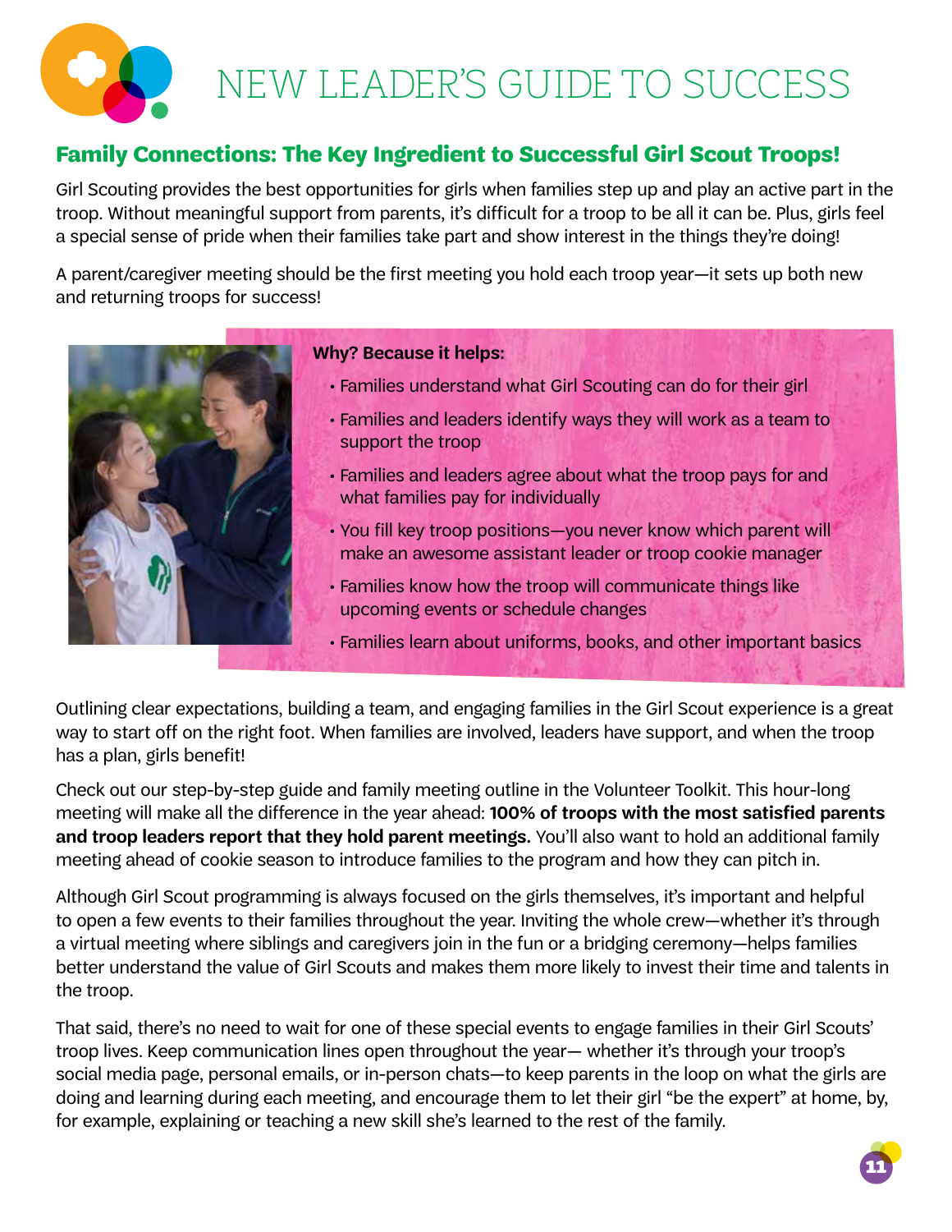# NEW LEADER'S GUIDE TO SUCCESS

## Family Connections: The Key Ingredient to Successful Girl Scout Troops!

Girl Scouting provides the best opportunities for girls when families step up and play an active part in the troop. Without meaningful support from parents, it's difficult for a troop to be all it can be. Plus, girls feel a special sense of pride when their families take part and show interest in the things they're doing!

A parent/caregiver meeting should be the first meeting you hold each troop year—it sets up both new and returning troops for success!

**Why? Because it helps:**

- Families understand what Girl Scouting can do for their girl
- Families and leaders identify ways they will work as a team to support the troop
- Families and leaders agree about what the troop pays for and what families pay for individually
- You fill key troop positions—you never know which parent will make an awesome assistant leader or troop cookie manager
- Families know how the troop will communicate things like upcoming events or schedule changes
- Families learn about uniforms, books, and other important basics

Outlining clear expectations, building a team, and engaging families in the Girl Scout experience is a great way to start off on the right foot. When families are involved, leaders have support, and when the troop has a plan, girls benefit!

Check out our step-by-step guide and family meeting outline in the Volunteer Toolkit. This hour-long meeting will make all the difference in the year ahead: **100% of troops with the most satisfied parents and troop leaders report that they hold parent meetings.** You'll also want to hold an additional family meeting ahead of cookie season to introduce families to the program and how they can pitch in.

Although Girl Scout programming is always focused on the girls themselves, it's important and helpful to open a few events to their families throughout the year. Inviting the whole crew—whether it's through a virtual meeting where siblings and caregivers join in the fun or a bridging ceremony—helps families better understand the value of Girl Scouts and makes them more likely to invest their time and talents in the troop.

That said, there's no need to wait for one of these special events to engage families in their Girl Scouts' troop lives. Keep communication lines open throughout the year— whether it's through your troop's social media page, personal emails, or in-person chats—to keep parents in the loop on what the girls are doing and learning during each meeting, and encourage them to let their girl "be the expert" at home, by, for example, explaining or teaching a new skill she's learned to the rest of the family.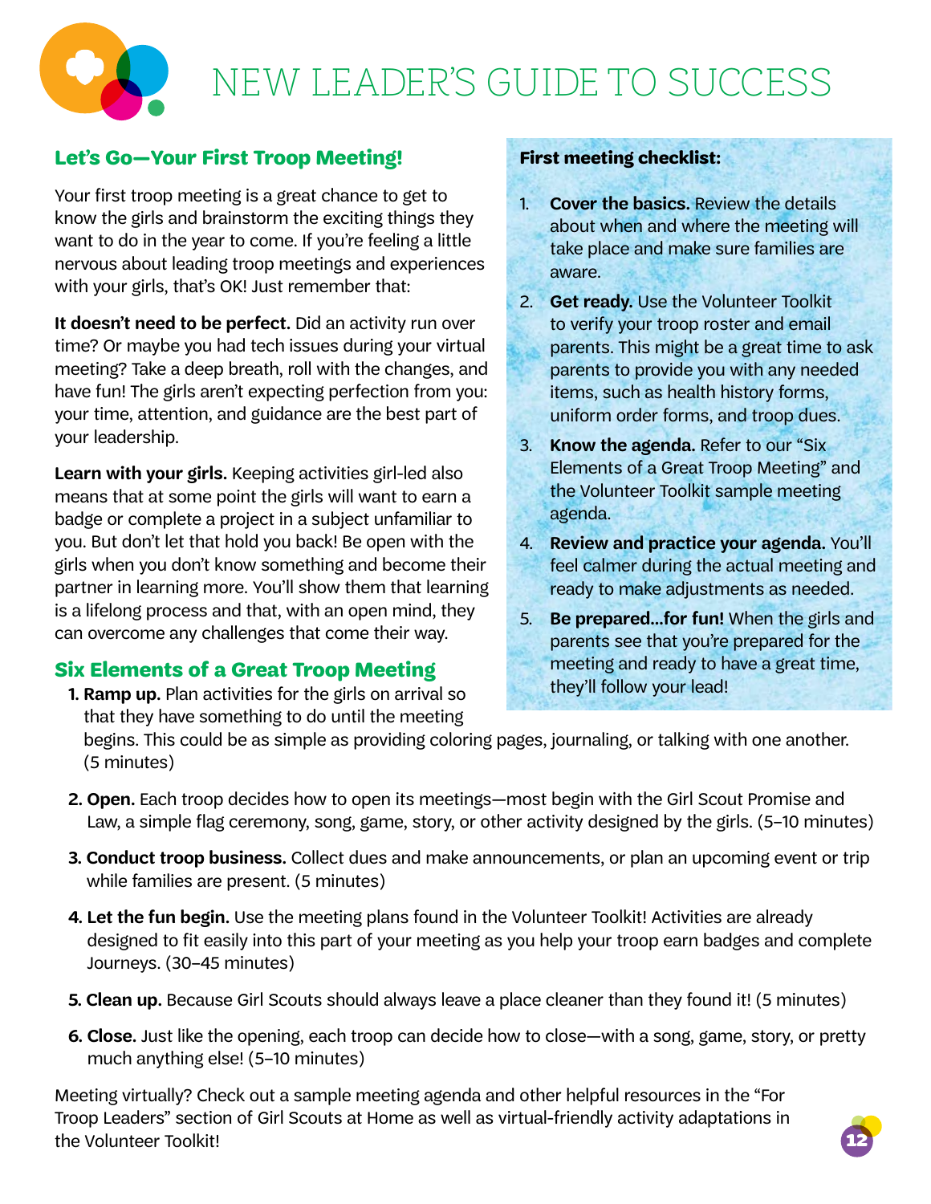# NEW LEADER'S GUIDE TO SUCCESS

## Let's Go—Your First Troop Meeting!

Your first troop meeting is a great chance to get to know the girls and brainstorm the exciting things they want to do in the year to come. If you're feeling a little nervous about leading troop meetings and experiences with your girls, that's OK! Just remember that:

**It doesn't need to be perfect.** Did an activity run over time? Or maybe you had tech issues during your virtual meeting? Take a deep breath, roll with the changes, and have fun! The girls aren't expecting perfection from you: your time, attention, and guidance are the best part of your leadership.

**Learn with your girls.** Keeping activities girl-led also means that at some point the girls will want to earn a badge or complete a project in a subject unfamiliar to you. But don't let that hold you back! Be open with the girls when you don't know something and become their partner in learning more. You'll show them that learning is a lifelong process and that, with an open mind, they can overcome any challenges that come their way.

**First meeting checklist:**

1. **Cover the basics.** Review the details about when and where the meeting will take place and make sure families are aware.
2. **Get ready.** Use the Volunteer Toolkit to verify your troop roster and email parents. This might be a great time to ask parents to provide you with any needed items, such as health history forms, uniform order forms, and troop dues.
3. **Know the agenda.** Refer to our "Six Elements of a Great Troop Meeting" and the Volunteer Toolkit sample meeting agenda.
4. **Review and practice your agenda.** You'll feel calmer during the actual meeting and ready to make adjustments as needed.
5. **Be prepared…for fun!** When the girls and parents see that you're prepared for the meeting and ready to have a great time, they'll follow your lead!

## Six Elements of a Great Troop Meeting

1. **Ramp up.** Plan activities for the girls on arrival so that they have something to do until the meeting begins. This could be as simple as providing coloring pages, journaling, or talking with one another. (5 minutes)
2. **Open.** Each troop decides how to open its meetings—most begin with the Girl Scout Promise and Law, a simple flag ceremony, song, game, story, or other activity designed by the girls. (5–10 minutes)
3. **Conduct troop business.** Collect dues and make announcements, or plan an upcoming event or trip while families are present. (5 minutes)
4. **Let the fun begin.** Use the meeting plans found in the Volunteer Toolkit! Activities are already designed to fit easily into this part of your meeting as you help your troop earn badges and complete Journeys. (30–45 minutes)
5. **Clean up.** Because Girl Scouts should always leave a place cleaner than they found it! (5 minutes)
6. **Close.** Just like the opening, each troop can decide how to close—with a song, game, story, or pretty much anything else! (5–10 minutes)

Meeting virtually? Check out a sample meeting agenda and other helpful resources in the "For Troop Leaders" section of Girl Scouts at Home as well as virtual-friendly activity adaptations in the Volunteer Toolkit!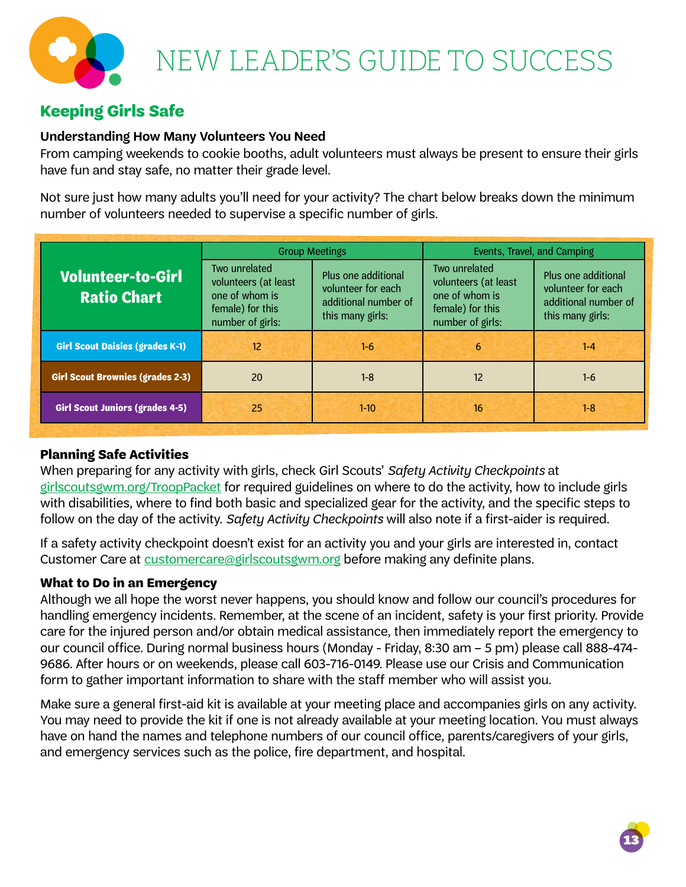# NEW LEADER'S GUIDE TO SUCCESS

## Keeping Girls Safe

**Understanding How Many Volunteers You Need**

From camping weekends to cookie booths, adult volunteers must always be present to ensure their girls have fun and stay safe, no matter their grade level.

Not sure just how many adults you'll need for your activity? The chart below breaks down the minimum number of volunteers needed to supervise a specific number of girls.

| Volunteer-to-Girl Ratio Chart | Group Meetings | | Events, Travel, and Camping | |
|---|---|---|---|---|
| | Two unrelated volunteers (at least one of whom is female) for this number of girls: | Plus one additional volunteer for each additional number of this many girls: | Two unrelated volunteers (at least one of whom is female) for this number of girls: | Plus one additional volunteer for each additional number of this many girls: |
| Girl Scout Daisies (grades K-1) | 12 | 1-6 | 6 | 1-4 |
| Girl Scout Brownies (grades 2-3) | 20 | 1-8 | 12 | 1-6 |
| Girl Scout Juniors (grades 4-5) | 25 | 1-10 | 16 | 1-8 |

### Planning Safe Activities

When preparing for any activity with girls, check Girl Scouts' *Safety Activity Checkpoints* at girlscoutsgwm.org/TroopPacket for required guidelines on where to do the activity, how to include girls with disabilities, where to find both basic and specialized gear for the activity, and the specific steps to follow on the day of the activity. *Safety Activity Checkpoints* will also note if a first-aider is required.

If a safety activity checkpoint doesn't exist for an activity you and your girls are interested in, contact Customer Care at customercare@girlscoutsgwm.org before making any definite plans.

### What to Do in an Emergency

Although we all hope the worst never happens, you should know and follow our council's procedures for handling emergency incidents. Remember, at the scene of an incident, safety is your first priority. Provide care for the injured person and/or obtain medical assistance, then immediately report the emergency to our council office. During normal business hours (Monday - Friday, 8:30 am – 5 pm) please call 888-474-9686. After hours or on weekends, please call 603-716-0149. Please use our Crisis and Communication form to gather important information to share with the staff member who will assist you.

Make sure a general first-aid kit is available at your meeting place and accompanies girls on any activity. You may need to provide the kit if one is not already available at your meeting location. You must always have on hand the names and telephone numbers of our council office, parents/caregivers of your girls, and emergency services such as the police, fire department, and hospital.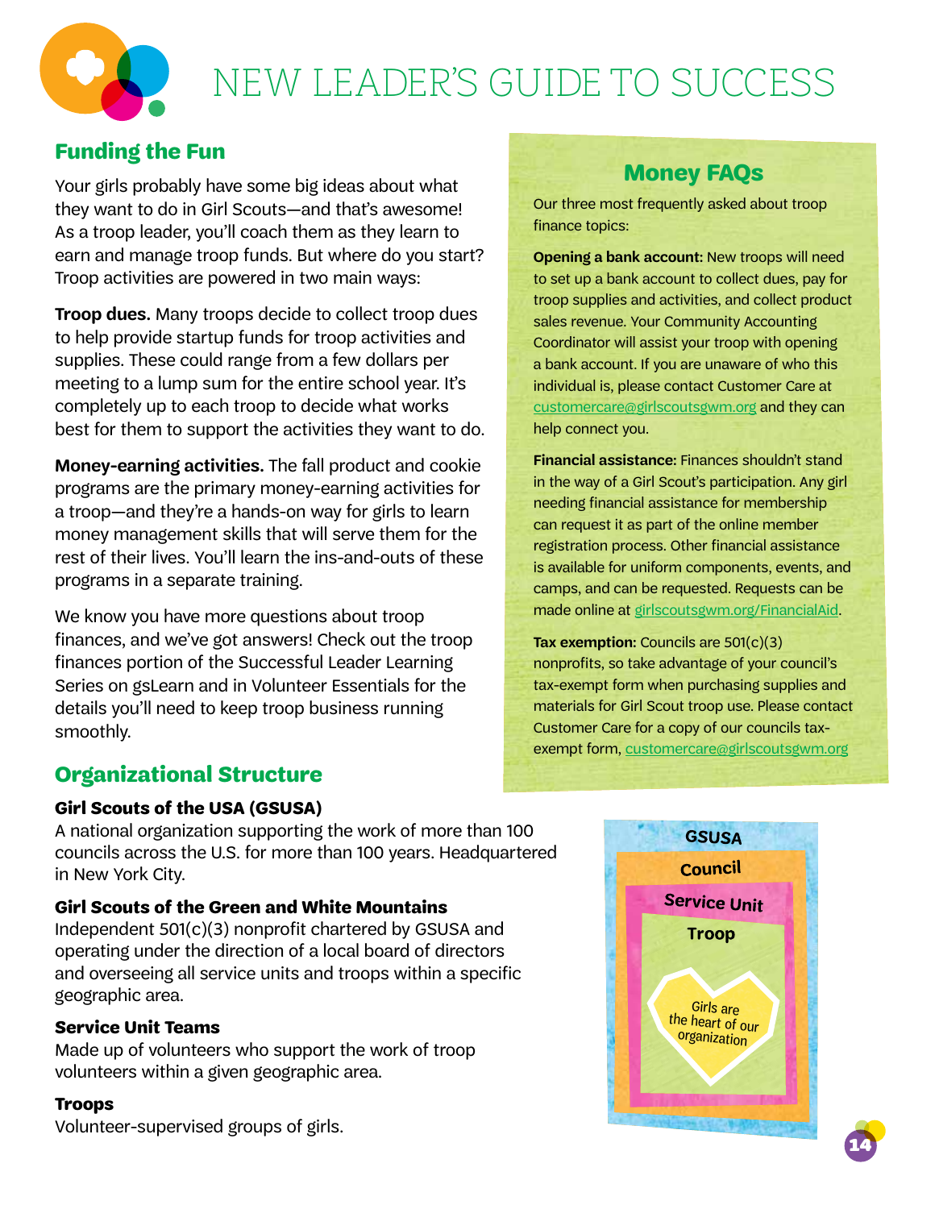## Funding the Fun

Your girls probably have some big ideas about what they want to do in Girl Scouts—and that's awesome! As a troop leader, you'll coach them as they learn to earn and manage troop funds. But where do you start? Troop activities are powered in two main ways:

**Troop dues.** Many troops decide to collect troop dues to help provide startup funds for troop activities and supplies. These could range from a few dollars per meeting to a lump sum for the entire school year. It's completely up to each troop to decide what works best for them to support the activities they want to do.

**Money-earning activities.** The fall product and cookie programs are the primary money-earning activities for a troop—and they're a hands-on way for girls to learn money management skills that will serve them for the rest of their lives. You'll learn the ins-and-outs of these programs in a separate training.

We know you have more questions about troop finances, and we've got answers! Check out the troop finances portion of the Successful Leader Learning Series on gsLearn and in Volunteer Essentials for the details you'll need to keep troop business running smoothly.

### Money FAQs

Our three most frequently asked about troop finance topics:

**Opening a bank account:** New troops will need to set up a bank account to collect dues, pay for troop supplies and activities, and collect product sales revenue. Your Community Accounting Coordinator will assist your troop with opening a bank account. If you are unaware of who this individual is, please contact Customer Care at customercare@girlscoutsgwm.org and they can help connect you.

**Financial assistance:** Finances shouldn't stand in the way of a Girl Scout's participation. Any girl needing financial assistance for membership can request it as part of the online member registration process. Other financial assistance is available for uniform components, events, and camps, and can be requested. Requests can be made online at girlscoutsgwm.org/FinancialAid.

**Tax exemption:** Councils are 501(c)(3) nonprofits, so take advantage of your council's tax-exempt form when purchasing supplies and materials for Girl Scout troop use. Please contact Customer Care for a copy of our councils tax-exempt form, customercare@girlscoutsgwm.org

## Organizational Structure

**Girl Scouts of the USA (GSUSA)**
A national organization supporting the work of more than 100 councils across the U.S. for more than 100 years. Headquartered in New York City.

**Girl Scouts of the Green and White Mountains**
Independent 501(c)(3) nonprofit chartered by GSUSA and operating under the direction of a local board of directors and overseeing all service units and troops within a specific geographic area.

**Service Unit Teams**
Made up of volunteers who support the work of troop volunteers within a given geographic area.

**Troops**
Volunteer-supervised groups of girls.

GSUSA
Council
Service Unit
Troop
Girls are the heart of our organization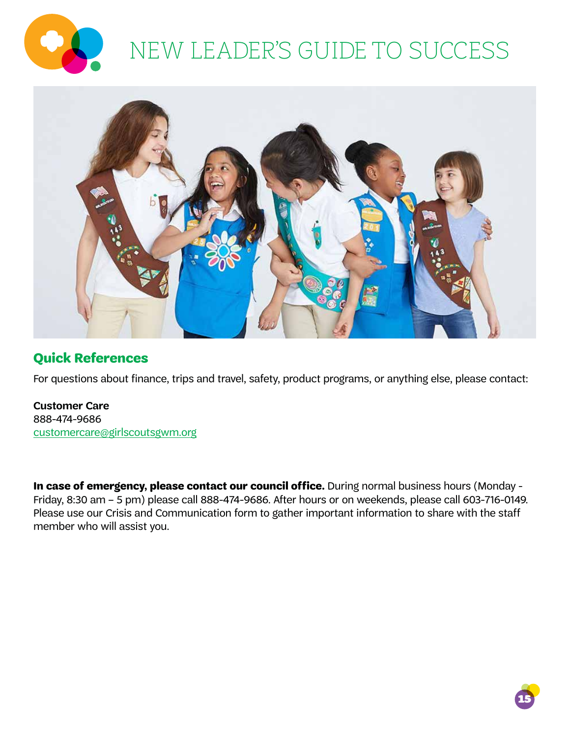# NEW LEADER'S GUIDE TO SUCCESS

## Quick References

For questions about finance, trips and travel, safety, product programs, or anything else, please contact:

**Customer Care**
888-474-9686
customercare@girlscoutsgwm.org

**In case of emergency, please contact our council office.** During normal business hours (Monday - Friday, 8:30 am – 5 pm) please call 888-474-9686. After hours or on weekends, please call 603-716-0149. Please use our Crisis and Communication form to gather important information to share with the staff member who will assist you.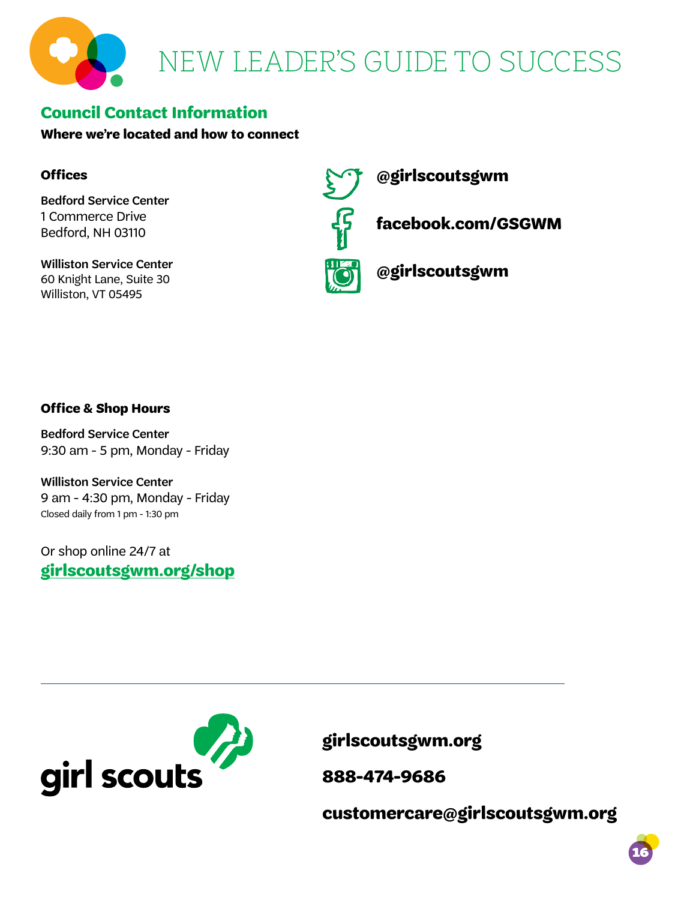# NEW LEADER'S GUIDE TO SUCCESS

## Council Contact Information

**Where we're located and how to connect**

### Offices

**Bedford Service Center**
1 Commerce Drive
Bedford, NH 03110

**Williston Service Center**
60 Knight Lane, Suite 30
Williston, VT 05495

**@girlscoutsgwm**

**facebook.com/GSGWM**

**@girlscoutsgwm**

### Office & Shop Hours

**Bedford Service Center**
9:30 am - 5 pm, Monday - Friday

**Williston Service Center**
9 am - 4:30 pm, Monday - Friday
Closed daily from 1 pm - 1:30 pm

Or shop online 24/7 at
**girlscoutsgwm.org/shop**

---

girl scouts

**girlscoutsgwm.org**

**888-474-9686**

**customercare@girlscoutsgwm.org**